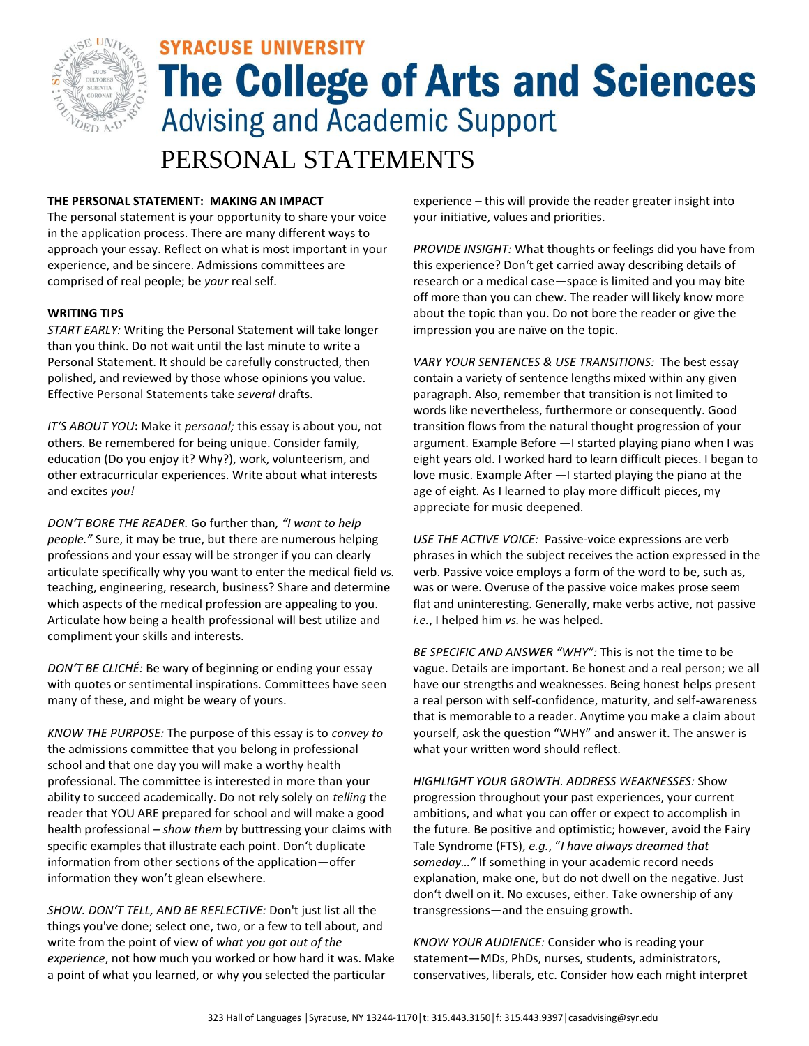# SYRACUSE UNIVERSITY
# The College of Arts and Sciences
## Advising and Academic Support

# PERSONAL STATEMENTS

**THE PERSONAL STATEMENT: MAKING AN IMPACT**

The personal statement is your opportunity to share your voice in the application process. There are many different ways to approach your essay. Reflect on what is most important in your experience, and be sincere. Admissions committees are comprised of real people; be *your* real self.

**WRITING TIPS**

*START EARLY:* Writing the Personal Statement will take longer than you think. Do not wait until the last minute to write a Personal Statement. It should be carefully constructed, then polished, and reviewed by those whose opinions you value. Effective Personal Statements take *several* drafts.

*IT'S ABOUT YOU***:** Make it *personal;* this essay is about you, not others. Be remembered for being unique. Consider family, education (Do you enjoy it? Why?), work, volunteerism, and other extracurricular experiences. Write about what interests and excites *you!*

*DON'T BORE THE READER.* Go further than*, "I want to help people."* Sure, it may be true, but there are numerous helping professions and your essay will be stronger if you can clearly articulate specifically why you want to enter the medical field *vs.* teaching, engineering, research, business? Share and determine which aspects of the medical profession are appealing to you. Articulate how being a health professional will best utilize and compliment your skills and interests.

*DON'T BE CLICHÉ:* Be wary of beginning or ending your essay with quotes or sentimental inspirations. Committees have seen many of these, and might be weary of yours.

*KNOW THE PURPOSE:* The purpose of this essay is to *convey to* the admissions committee that you belong in professional school and that one day you will make a worthy health professional. The committee is interested in more than your ability to succeed academically. Do not rely solely on *telling* the reader that YOU ARE prepared for school and will make a good health professional – *show them* by buttressing your claims with specific examples that illustrate each point. Don't duplicate information from other sections of the application—offer information they won't glean elsewhere.

*SHOW. DON'T TELL, AND BE REFLECTIVE:* Don't just list all the things you've done; select one, two, or a few to tell about, and write from the point of view of *what you got out of the experience*, not how much you worked or how hard it was. Make a point of what you learned, or why you selected the particular experience – this will provide the reader greater insight into your initiative, values and priorities.

*PROVIDE INSIGHT:* What thoughts or feelings did you have from this experience? Don't get carried away describing details of research or a medical case—space is limited and you may bite off more than you can chew. The reader will likely know more about the topic than you. Do not bore the reader or give the impression you are naïve on the topic.

*VARY YOUR SENTENCES & USE TRANSITIONS:* The best essay contain a variety of sentence lengths mixed within any given paragraph. Also, remember that transition is not limited to words like nevertheless, furthermore or consequently. Good transition flows from the natural thought progression of your argument. Example Before —I started playing piano when I was eight years old. I worked hard to learn difficult pieces. I began to love music. Example After —I started playing the piano at the age of eight. As I learned to play more difficult pieces, my appreciate for music deepened.

*USE THE ACTIVE VOICE:* Passive-voice expressions are verb phrases in which the subject receives the action expressed in the verb. Passive voice employs a form of the word to be, such as, was or were. Overuse of the passive voice makes prose seem flat and uninteresting. Generally, make verbs active, not passive *i.e.*, I helped him *vs.* he was helped.

*BE SPECIFIC AND ANSWER "WHY":* This is not the time to be vague. Details are important. Be honest and a real person; we all have our strengths and weaknesses. Being honest helps present a real person with self-confidence, maturity, and self-awareness that is memorable to a reader. Anytime you make a claim about yourself, ask the question "WHY" and answer it. The answer is what your written word should reflect.

*HIGHLIGHT YOUR GROWTH. ADDRESS WEAKNESSES:* Show progression throughout your past experiences, your current ambitions, and what you can offer or expect to accomplish in the future. Be positive and optimistic; however, avoid the Fairy Tale Syndrome (FTS), *e.g.*, "*I have always dreamed that someday…"* If something in your academic record needs explanation, make one, but do not dwell on the negative. Just don't dwell on it. No excuses, either. Take ownership of any transgressions—and the ensuing growth.

*KNOW YOUR AUDIENCE:* Consider who is reading your statement—MDs, PhDs, nurses, students, administrators, conservatives, liberals, etc. Consider how each might interpret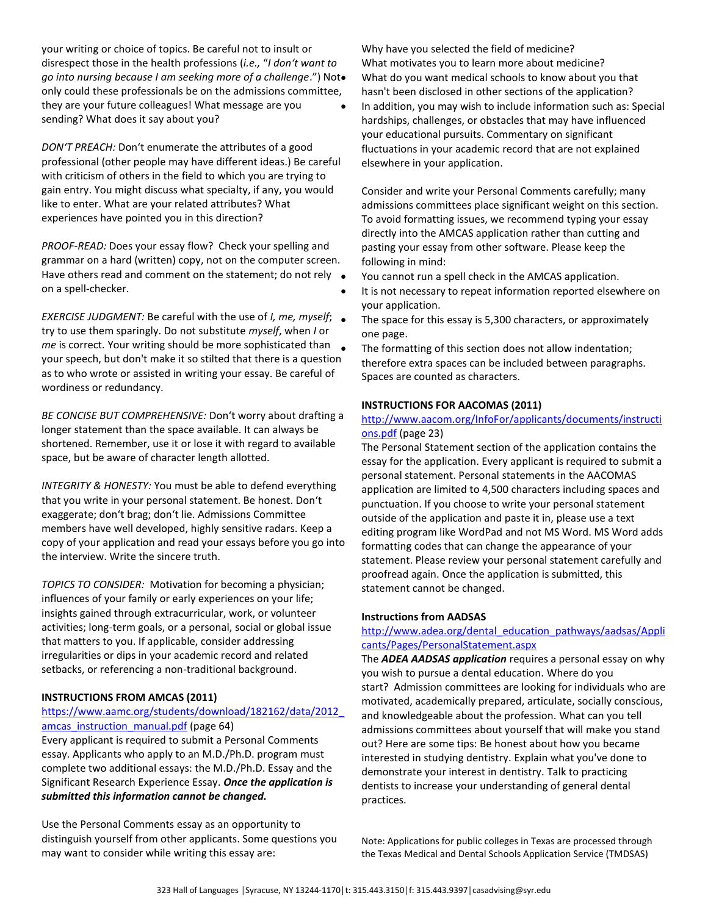your writing or choice of topics. Be careful not to insult or disrespect those in the health professions (*i.e.,* "*I don't want to go into nursing because I am seeking more of a challenge*.") Not only could these professionals be on the admissions committee, they are your future colleagues! What message are you sending? What does it say about you?

*DON'T PREACH:* Don't enumerate the attributes of a good professional (other people may have different ideas.) Be careful with criticism of others in the field to which you are trying to gain entry. You might discuss what specialty, if any, you would like to enter. What are your related attributes? What experiences have pointed you in this direction?

*PROOF-READ:* Does your essay flow? Check your spelling and grammar on a hard (written) copy, not on the computer screen. Have others read and comment on the statement; do not rely on a spell-checker.

*EXERCISE JUDGMENT:* Be careful with the use of *I, me, myself*; try to use them sparingly. Do not substitute *myself*, when *I* or *me* is correct. Your writing should be more sophisticated than your speech, but don't make it so stilted that there is a question as to who wrote or assisted in writing your essay. Be careful of wordiness or redundancy.

*BE CONCISE BUT COMPREHENSIVE:* Don't worry about drafting a longer statement than the space available. It can always be shortened. Remember, use it or lose it with regard to available space, but be aware of character length allotted.

*INTEGRITY & HONESTY:* You must be able to defend everything that you write in your personal statement. Be honest. Don't exaggerate; don't brag; don't lie. Admissions Committee members have well developed, highly sensitive radars. Keep a copy of your application and read your essays before you go into the interview. Write the sincere truth.

*TOPICS TO CONSIDER:* Motivation for becoming a physician; influences of your family or early experiences on your life; insights gained through extracurricular, work, or volunteer activities; long-term goals, or a personal, social or global issue that matters to you. If applicable, consider addressing irregularities or dips in your academic record and related setbacks, or referencing a non-traditional background.

**INSTRUCTIONS FROM AMCAS (2011)**

https://www.aamc.org/students/download/182162/data/2012_amcas_instruction_manual.pdf (page 64)

Every applicant is required to submit a Personal Comments essay. Applicants who apply to an M.D./Ph.D. program must complete two additional essays: the M.D./Ph.D. Essay and the Significant Research Experience Essay. ***Once the application is submitted this information cannot be changed.***

Use the Personal Comments essay as an opportunity to distinguish yourself from other applicants. Some questions you may want to consider while writing this essay are:

- Why have you selected the field of medicine?
- What motivates you to learn more about medicine?
- What do you want medical schools to know about you that hasn't been disclosed in other sections of the application?
- In addition, you may wish to include information such as: Special hardships, challenges, or obstacles that may have influenced your educational pursuits. Commentary on significant fluctuations in your academic record that are not explained elsewhere in your application.

Consider and write your Personal Comments carefully; many admissions committees place significant weight on this section. To avoid formatting issues, we recommend typing your essay directly into the AMCAS application rather than cutting and pasting your essay from other software. Please keep the following in mind:

- You cannot run a spell check in the AMCAS application.
- It is not necessary to repeat information reported elsewhere on your application.
- The space for this essay is 5,300 characters, or approximately one page.
- The formatting of this section does not allow indentation; therefore extra spaces can be included between paragraphs. Spaces are counted as characters.

**INSTRUCTIONS FOR AACOMAS (2011)**

http://www.aacom.org/InfoFor/applicants/documents/instructions.pdf (page 23)

The Personal Statement section of the application contains the essay for the application. Every applicant is required to submit a personal statement. Personal statements in the AACOMAS application are limited to 4,500 characters including spaces and punctuation. If you choose to write your personal statement outside of the application and paste it in, please use a text editing program like WordPad and not MS Word. MS Word adds formatting codes that can change the appearance of your statement. Please review your personal statement carefully and proofread again. Once the application is submitted, this statement cannot be changed.

**Instructions from AADSAS**

http://www.adea.org/dental_education_pathways/aadsas/Applicants/Pages/PersonalStatement.aspx

The ***ADEA AADSAS application*** requires a personal essay on why you wish to pursue a dental education. Where do you start? Admission committees are looking for individuals who are motivated, academically prepared, articulate, socially conscious, and knowledgeable about the profession. What can you tell admissions committees about yourself that will make you stand out? Here are some tips: Be honest about how you became interested in studying dentistry. Explain what you've done to demonstrate your interest in dentistry. Talk to practicing dentists to increase your understanding of general dental practices.

Note: Applications for public colleges in Texas are processed through the Texas Medical and Dental Schools Application Service (TMDSAS)

323 Hall of Languages | Syracuse, NY 13244-1170 | t: 315.443.3150 | f: 315.443.9397 | casadvising@syr.edu